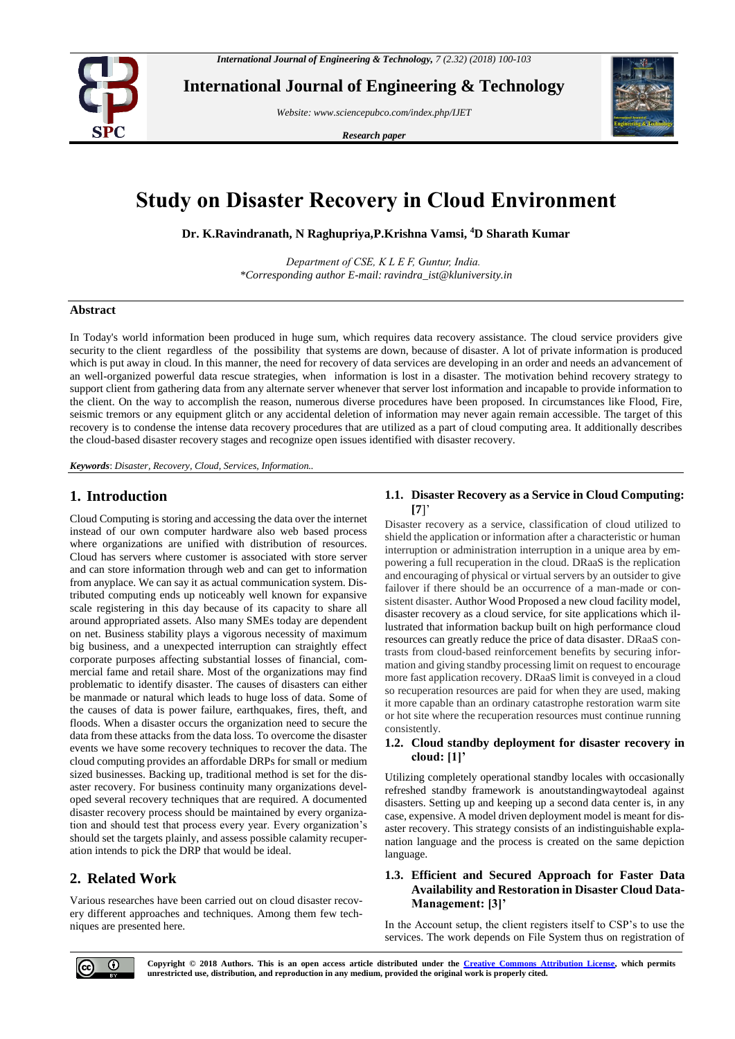# Study on Disaster Recovery in Cloud Environment

**Dr. K.Ravindranath, N Raghupriya,P.Krishna Vamsi, [4]D Sharath Kumar**

*Department of CSE, K L E F, Guntur, India.*
*\*Corresponding author E-mail: ravindra_ist@kluniversity.in*

## Abstract

In Today's world information been produced in huge sum, which requires data recovery assistance. The cloud service providers give security to the client regardless of the possibility that systems are down, because of disaster. A lot of private information is produced which is put away in cloud. In this manner, the need for recovery of data services are developing in an order and needs an advancement of an well-organized powerful data rescue strategies, when information is lost in a disaster. The motivation behind recovery strategy to support client from gathering data from any alternate server whenever that server lost information and incapable to provide information to the client. On the way to accomplish the reason, numerous diverse procedures have been proposed. In circumstances like Flood, Fire, seismic tremors or any equipment glitch or any accidental deletion of information may never again remain accessible. The target of this recovery is to condense the intense data recovery procedures that are utilized as a part of cloud computing area. It additionally describes the cloud-based disaster recovery stages and recognize open issues identified with disaster recovery.

***Keywords***: *Disaster, Recovery, Cloud, Services, Information..*

## 1. Introduction

Cloud Computing is storing and accessing the data over the internet instead of our own computer hardware also web based process where organizations are unified with distribution of resources. Cloud has servers where customer is associated with store server and can store information through web and can get to information from anyplace. We can say it as actual communication system. Distributed computing ends up noticeably well known for expansive scale registering in this day because of its capacity to share all around appropriated assets. Also many SMEs today are dependent on net. Business stability plays a vigorous necessity of maximum big business, and a unexpected interruption can straightly effect corporate purposes affecting substantial losses of financial, commercial fame and retail share. Most of the organizations may find problematic to identify disaster. The causes of disasters can either be manmade or natural which leads to huge loss of data. Some of the causes of data is power failure, earthquakes, fires, theft, and floods. When a disaster occurs the organization need to secure the data from these attacks from the data loss. To overcome the disaster events we have some recovery techniques to recover the data. The cloud computing provides an affordable DRPs for small or medium sized businesses. Backing up, traditional method is set for the disaster recovery. For business continuity many organizations developed several recovery techniques that are required. A documented disaster recovery process should be maintained by every organization and should test that process every year. Every organization's should set the targets plainly, and assess possible calamity recuperation intends to pick the DRP that would be ideal.

## 2. Related Work

Various researches have been carried out on cloud disaster recovery different approaches and techniques. Among them few techniques are presented here.

### 1.1. Disaster Recovery as a Service in Cloud Computing: [7]'

Disaster recovery as a service, classification of cloud utilized to shield the application or information after a characteristic or human interruption or administration interruption in a unique area by empowering a full recuperation in the cloud. DRaaS is the replication and encouraging of physical or virtual servers by an outsider to give failover if there should be an occurrence of a man-made or consistent disaster. Author Wood Proposed a new cloud facility model, disaster recovery as a cloud service, for site applications which illustrated that information backup built on high performance cloud resources can greatly reduce the price of data disaster. DRaaS contrasts from cloud-based reinforcement benefits by securing information and giving standby processing limit on request to encourage more fast application recovery. DRaaS limit is conveyed in a cloud so recuperation resources are paid for when they are used, making it more capable than an ordinary catastrophe restoration warm site or hot site where the recuperation resources must continue running consistently.

### 1.2. Cloud standby deployment for disaster recovery in cloud: [1]'

Utilizing completely operational standby locales with occasionally refreshed standby framework is anoutstandingwaytodeal against disasters. Setting up and keeping up a second data center is, in any case, expensive. A model driven deployment model is meant for disaster recovery. This strategy consists of an indistinguishable explanation language and the process is created on the same depiction language.

### 1.3. Efficient and Secured Approach for Faster Data Availability and Restoration in Disaster Cloud Data-Management: [3]'

In the Account setup, the client registers itself to CSP's to use the services. The work depends on File System thus on registration of

**Copyright © 2018 Authors. This is an open access article distributed under the Creative Commons Attribution License, which permits unrestricted use, distribution, and reproduction in any medium, provided the original work is properly cited.**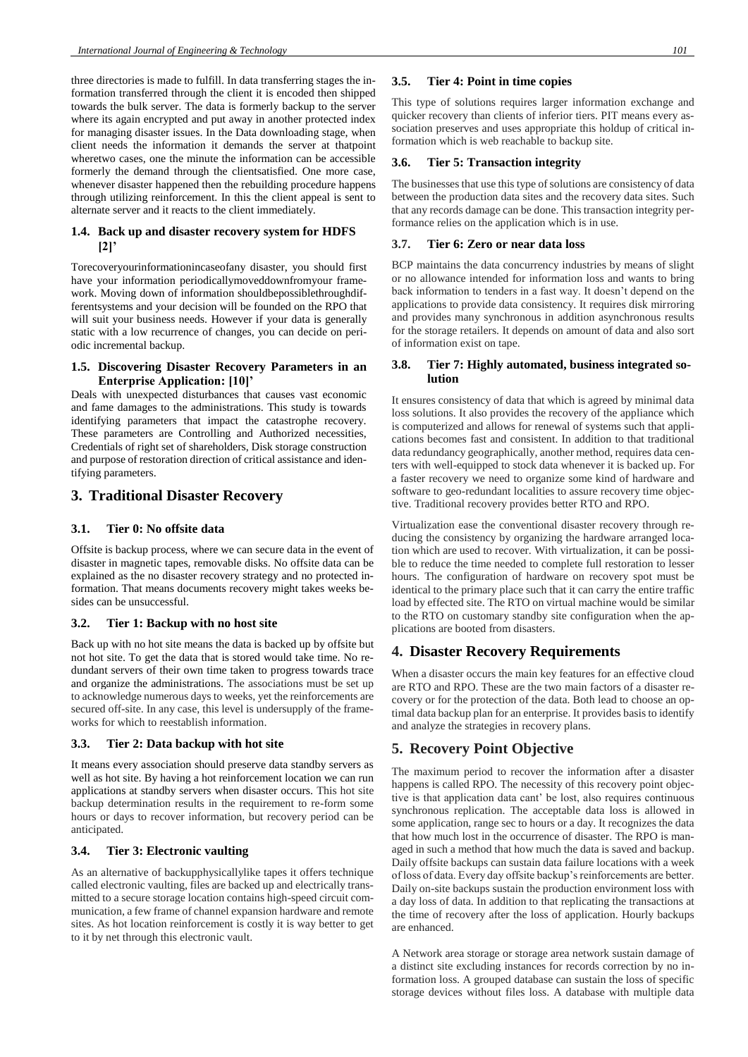three directories is made to fulfill. In data transferring stages the information transferred through the client it is encoded then shipped towards the bulk server. The data is formerly backup to the server where its again encrypted and put away in another protected index for managing disaster issues. In the Data downloading stage, when client needs the information it demands the server at thatpoint wheretwo cases, one the minute the information can be accessible formerly the demand through the clientsatisfied. One more case, whenever disaster happened then the rebuilding procedure happens through utilizing reinforcement. In this the client appeal is sent to alternate server and it reacts to the client immediately.

### 1.4. Back up and disaster recovery system for HDFS [2]'

Torecoveryourinformationincaseofany disaster, you should first have your information periodicallymoveddownfromyour framework. Moving down of information shouldbepossiblethroughdifferentsystems and your decision will be founded on the RPO that will suit your business needs. However if your data is generally static with a low recurrence of changes, you can decide on periodic incremental backup.

### 1.5. Discovering Disaster Recovery Parameters in an Enterprise Application: [10]'

Deals with unexpected disturbances that causes vast economic and fame damages to the administrations. This study is towards identifying parameters that impact the catastrophe recovery. These parameters are Controlling and Authorized necessities, Credentials of right set of shareholders, Disk storage construction and purpose of restoration direction of critical assistance and identifying parameters.

## 3. Traditional Disaster Recovery

### 3.1. Tier 0: No offsite data

Offsite is backup process, where we can secure data in the event of disaster in magnetic tapes, removable disks. No offsite data can be explained as the no disaster recovery strategy and no protected information. That means documents recovery might takes weeks besides can be unsuccessful.

### 3.2. Tier 1: Backup with no host site

Back up with no hot site means the data is backed up by offsite but not hot site. To get the data that is stored would take time. No redundant servers of their own time taken to progress towards trace and organize the administrations. The associations must be set up to acknowledge numerous days to weeks, yet the reinforcements are secured off-site. In any case, this level is undersupply of the frameworks for which to reestablish information.

### 3.3. Tier 2: Data backup with hot site

It means every association should preserve data standby servers as well as hot site. By having a hot reinforcement location we can run applications at standby servers when disaster occurs. This hot site backup determination results in the requirement to re-form some hours or days to recover information, but recovery period can be anticipated.

### 3.4. Tier 3: Electronic vaulting

As an alternative of backupphysicallylike tapes it offers technique called electronic vaulting, files are backed up and electrically transmitted to a secure storage location contains high-speed circuit communication, a few frame of channel expansion hardware and remote sites. As hot location reinforcement is costly it is way better to get to it by net through this electronic vault.

### 3.5. Tier 4: Point in time copies

This type of solutions requires larger information exchange and quicker recovery than clients of inferior tiers. PIT means every association preserves and uses appropriate this holdup of critical information which is web reachable to backup site.

### 3.6. Tier 5: Transaction integrity

The businesses that use this type of solutions are consistency of data between the production data sites and the recovery data sites. Such that any records damage can be done. This transaction integrity performance relies on the application which is in use.

### 3.7. Tier 6: Zero or near data loss

BCP maintains the data concurrency industries by means of slight or no allowance intended for information loss and wants to bring back information to tenders in a fast way. It doesn't depend on the applications to provide data consistency. It requires disk mirroring and provides many synchronous in addition asynchronous results for the storage retailers. It depends on amount of data and also sort of information exist on tape.

### 3.8. Tier 7: Highly automated, business integrated solution

It ensures consistency of data that which is agreed by minimal data loss solutions. It also provides the recovery of the appliance which is computerized and allows for renewal of systems such that applications becomes fast and consistent. In addition to that traditional data redundancy geographically, another method, requires data centers with well-equipped to stock data whenever it is backed up. For a faster recovery we need to organize some kind of hardware and software to geo-redundant localities to assure recovery time objective. Traditional recovery provides better RTO and RPO.

Virtualization ease the conventional disaster recovery through reducing the consistency by organizing the hardware arranged location which are used to recover. With virtualization, it can be possible to reduce the time needed to complete full restoration to lesser hours. The configuration of hardware on recovery spot must be identical to the primary place such that it can carry the entire traffic load by effected site. The RTO on virtual machine would be similar to the RTO on customary standby site configuration when the applications are booted from disasters.

## 4. Disaster Recovery Requirements

When a disaster occurs the main key features for an effective cloud are RTO and RPO. These are the two main factors of a disaster recovery or for the protection of the data. Both lead to choose an optimal data backup plan for an enterprise. It provides basis to identify and analyze the strategies in recovery plans.

## 5. Recovery Point Objective

The maximum period to recover the information after a disaster happens is called RPO. The necessity of this recovery point objective is that application data cant' be lost, also requires continuous synchronous replication. The acceptable data loss is allowed in some application, range sec to hours or a day. It recognizes the data that how much lost in the occurrence of disaster. The RPO is managed in such a method that how much the data is saved and backup. Daily offsite backups can sustain data failure locations with a week of loss of data. Every day offsite backup's reinforcements are better. Daily on-site backups sustain the production environment loss with a day loss of data. In addition to that replicating the transactions at the time of recovery after the loss of application. Hourly backups are enhanced.

A Network area storage or storage area network sustain damage of a distinct site excluding instances for records correction by no information loss. A grouped database can sustain the loss of specific storage devices without files loss. A database with multiple data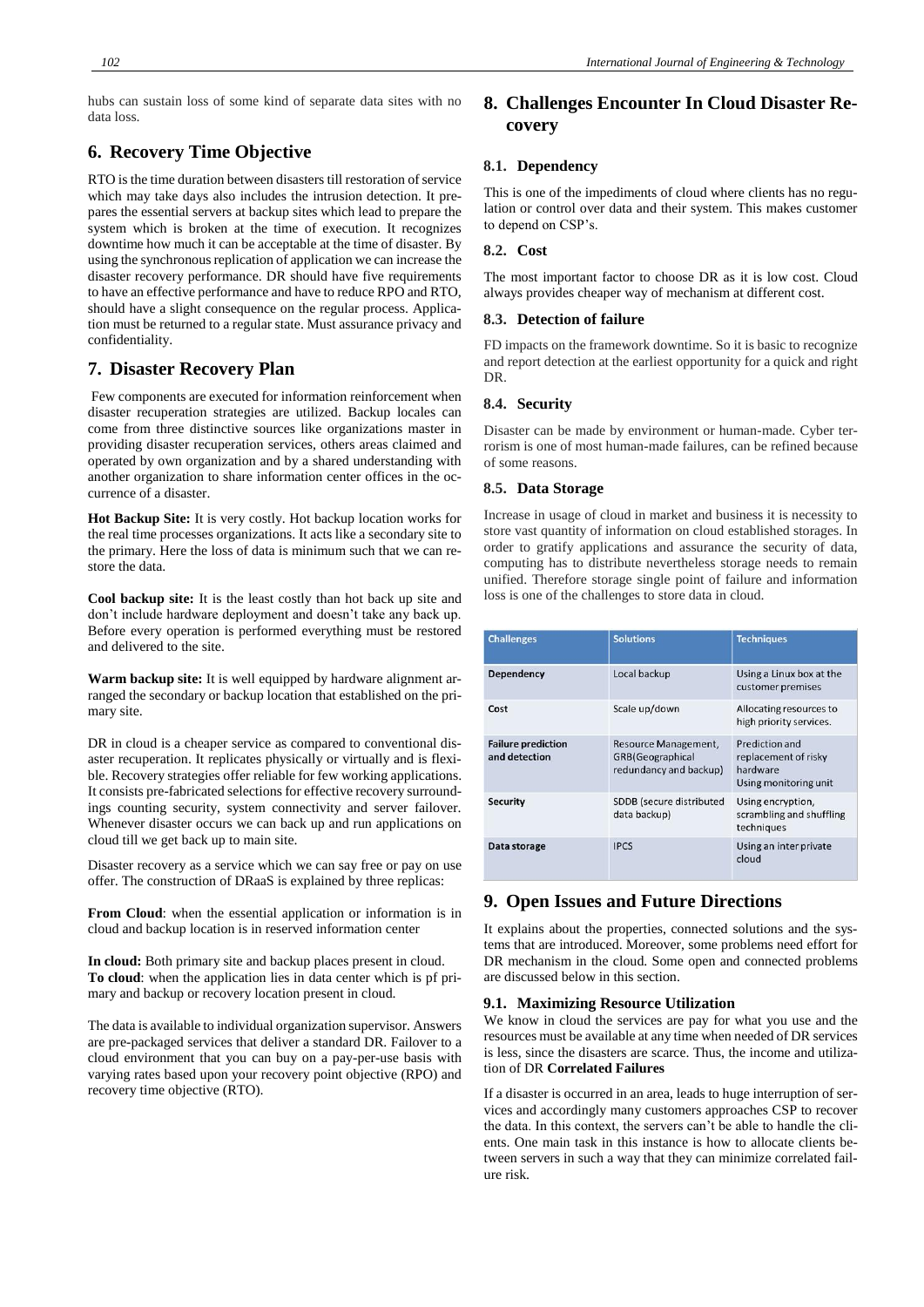hubs can sustain loss of some kind of separate data sites with no data loss.

## 6. Recovery Time Objective

RTO is the time duration between disasters till restoration of service which may take days also includes the intrusion detection. It prepares the essential servers at backup sites which lead to prepare the system which is broken at the time of execution. It recognizes downtime how much it can be acceptable at the time of disaster. By using the synchronous replication of application we can increase the disaster recovery performance. DR should have five requirements to have an effective performance and have to reduce RPO and RTO, should have a slight consequence on the regular process. Application must be returned to a regular state. Must assurance privacy and confidentiality.

## 7. Disaster Recovery Plan

Few components are executed for information reinforcement when disaster recuperation strategies are utilized. Backup locales can come from three distinctive sources like organizations master in providing disaster recuperation services, others areas claimed and operated by own organization and by a shared understanding with another organization to share information center offices in the occurrence of a disaster.

**Hot Backup Site:** It is very costly. Hot backup location works for the real time processes organizations. It acts like a secondary site to the primary. Here the loss of data is minimum such that we can restore the data.

**Cool backup site:** It is the least costly than hot back up site and don't include hardware deployment and doesn't take any back up. Before every operation is performed everything must be restored and delivered to the site.

**Warm backup site:** It is well equipped by hardware alignment arranged the secondary or backup location that established on the primary site.

DR in cloud is a cheaper service as compared to conventional disaster recuperation. It replicates physically or virtually and is flexible. Recovery strategies offer reliable for few working applications. It consists pre-fabricated selections for effective recovery surroundings counting security, system connectivity and server failover. Whenever disaster occurs we can back up and run applications on cloud till we get back up to main site.

Disaster recovery as a service which we can say free or pay on use offer. The construction of DRaaS is explained by three replicas:

**From Cloud**: when the essential application or information is in cloud and backup location is in reserved information center

**In cloud:** Both primary site and backup places present in cloud.
**To cloud**: when the application lies in data center which is pf primary and backup or recovery location present in cloud.

The data is available to individual organization supervisor. Answers are pre-packaged services that deliver a standard DR. Failover to a cloud environment that you can buy on a pay-per-use basis with varying rates based upon your recovery point objective (RPO) and recovery time objective (RTO).

## 8. Challenges Encounter In Cloud Disaster Recovery

### 8.1. Dependency

This is one of the impediments of cloud where clients has no regulation or control over data and their system. This makes customer to depend on CSP's.

### 8.2. Cost

The most important factor to choose DR as it is low cost. Cloud always provides cheaper way of mechanism at different cost.

### 8.3. Detection of failure

FD impacts on the framework downtime. So it is basic to recognize and report detection at the earliest opportunity for a quick and right DR.

### 8.4. Security

Disaster can be made by environment or human-made. Cyber terrorism is one of most human-made failures, can be refined because of some reasons.

### 8.5. Data Storage

Increase in usage of cloud in market and business it is necessity to store vast quantity of information on cloud established storages. In order to gratify applications and assurance the security of data, computing has to distribute nevertheless storage needs to remain unified. Therefore storage single point of failure and information loss is one of the challenges to store data in cloud.

| Challenges | Solutions | Techniques |
|---|---|---|
| Dependency | Local backup | Using a Linux box at the customer premises |
| Cost | Scale up/down | Allocating resources to high priority services. |
| Failure prediction and detection | Resource Management, GRB(Geographical redundancy and backup) | Prediction and replacement of risky hardware Using monitoring unit |
| Security | SDDB (secure distributed data backup) | Using encryption, scrambling and shuffling techniques |
| Data storage | IPCS | Using an inter private cloud |

## 9. Open Issues and Future Directions

It explains about the properties, connected solutions and the systems that are introduced. Moreover, some problems need effort for DR mechanism in the cloud. Some open and connected problems are discussed below in this section.

### 9.1. Maximizing Resource Utilization

We know in cloud the services are pay for what you use and the resources must be available at any time when needed of DR services is less, since the disasters are scarce. Thus, the income and utilization of DR **Correlated Failures**

If a disaster is occurred in an area, leads to huge interruption of services and accordingly many customers approaches CSP to recover the data. In this context, the servers can't be able to handle the clients. One main task in this instance is how to allocate clients between servers in such a way that they can minimize correlated failure risk.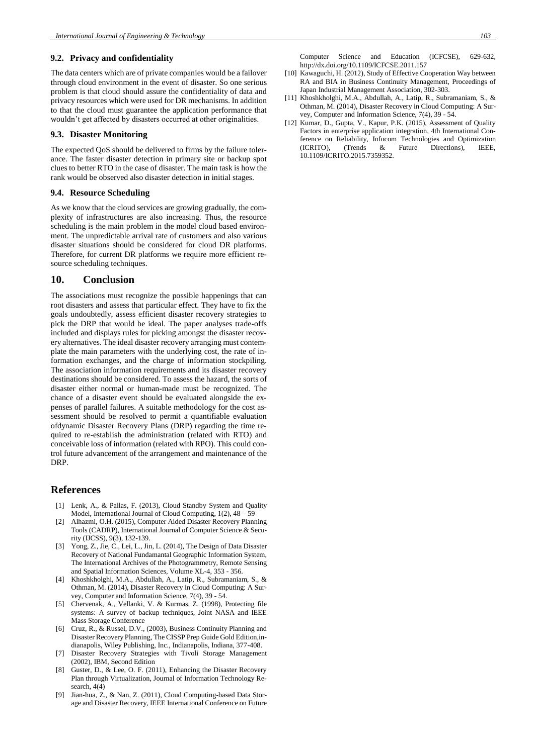### 9.2. Privacy and confidentiality

The data centers which are of private companies would be a failover through cloud environment in the event of disaster. So one serious problem is that cloud should assure the confidentiality of data and privacy resources which were used for DR mechanisms. In addition to that the cloud must guarantee the application performance that wouldn't get affected by disasters occurred at other originalities.

### 9.3. Disaster Monitoring

The expected QoS should be delivered to firms by the failure tolerance. The faster disaster detection in primary site or backup spot clues to better RTO in the case of disaster. The main task is how the rank would be observed also disaster detection in initial stages.

### 9.4. Resource Scheduling

As we know that the cloud services are growing gradually, the complexity of infrastructures are also increasing. Thus, the resource scheduling is the main problem in the model cloud based environment. The unpredictable arrival rate of customers and also various disaster situations should be considered for cloud DR platforms. Therefore, for current DR platforms we require more efficient resource scheduling techniques.

## 10. Conclusion

The associations must recognize the possible happenings that can root disasters and assess that particular effect. They have to fix the goals undoubtedly, assess efficient disaster recovery strategies to pick the DRP that would be ideal. The paper analyses trade-offs included and displays rules for picking amongst the disaster recovery alternatives. The ideal disaster recovery arranging must contemplate the main parameters with the underlying cost, the rate of information exchanges, and the charge of information stockpiling. The association information requirements and its disaster recovery destinations should be considered. To assess the hazard, the sorts of disaster either normal or human-made must be recognized. The chance of a disaster event should be evaluated alongside the expenses of parallel failures. A suitable methodology for the cost assessment should be resolved to permit a quantifiable evaluation ofdynamic Disaster Recovery Plans (DRP) regarding the time required to re-establish the administration (related with RTO) and conceivable loss of information (related with RPO). This could control future advancement of the arrangement and maintenance of the DRP.

## References

[1] Lenk, A., & Pallas, F. (2013), Cloud Standby System and Quality Model, International Journal of Cloud Computing, 1(2), 48 – 59

[2] Alhazmi, O.H. (2015), Computer Aided Disaster Recovery Planning Tools (CADRP), International Journal of Computer Science & Security (IJCSS), 9(3), 132-139.

[3] Yong, Z., Jie, C., Lei, L., Jin, L. (2014), The Design of Data Disaster Recovery of National Fundamantal Geographic Information System, The International Archives of the Photogrammetry, Remote Sensing and Spatial Information Sciences, Volume XL-4, 353 - 356.

[4] Khoshkholghi, M.A., Abdullah, A., Latip, R., Subramaniam, S., & Othman, M. (2014), Disaster Recovery in Cloud Computing: A Survey, Computer and Information Science, 7(4), 39 - 54.

[5] Chervenak, A., Vellanki, V. & Kurmas, Z. (1998), Protecting file systems: A survey of backup techniques, Joint NASA and IEEE Mass Storage Conference

[6] Cruz, R., & Russel, D.V., (2003), Business Continuity Planning and Disaster Recovery Planning, The CISSP Prep Guide Gold Edition,indianapolis, Wiley Publishing, Inc., Indianapolis, Indiana, 377-408.

[7] Disaster Recovery Strategies with Tivoli Storage Management (2002), IBM, Second Edition

[8] Guster, D., & Lee, O. F. (2011), Enhancing the Disaster Recovery Plan through Virtualization, Journal of Information Technology Research, 4(4)

[9] Jian-hua, Z., & Nan, Z. (2011), Cloud Computing-based Data Storage and Disaster Recovery, IEEE International Conference on Future Computer Science and Education (ICFCSE), 629-632, http://dx.doi.org/10.1109/ICFCSE.2011.157

[10] Kawaguchi, H. (2012), Study of Effective Cooperation Way between RA and BIA in Business Continuity Management, Proceedings of Japan Industrial Management Association, 302-303.

[11] Khoshkholghi, M.A., Abdullah, A., Latip, R., Subramaniam, S., & Othman, M. (2014), Disaster Recovery in Cloud Computing: A Survey, Computer and Information Science, 7(4), 39 - 54.

[12] Kumar, D., Gupta, V., Kapur, P.K. (2015), Assessment of Quality Factors in enterprise application integration, 4th International Conference on Reliability, Infocom Technologies and Optimization (ICRITO), (Trends & Future Directions), IEEE, 10.1109/ICRITO.2015.7359352.